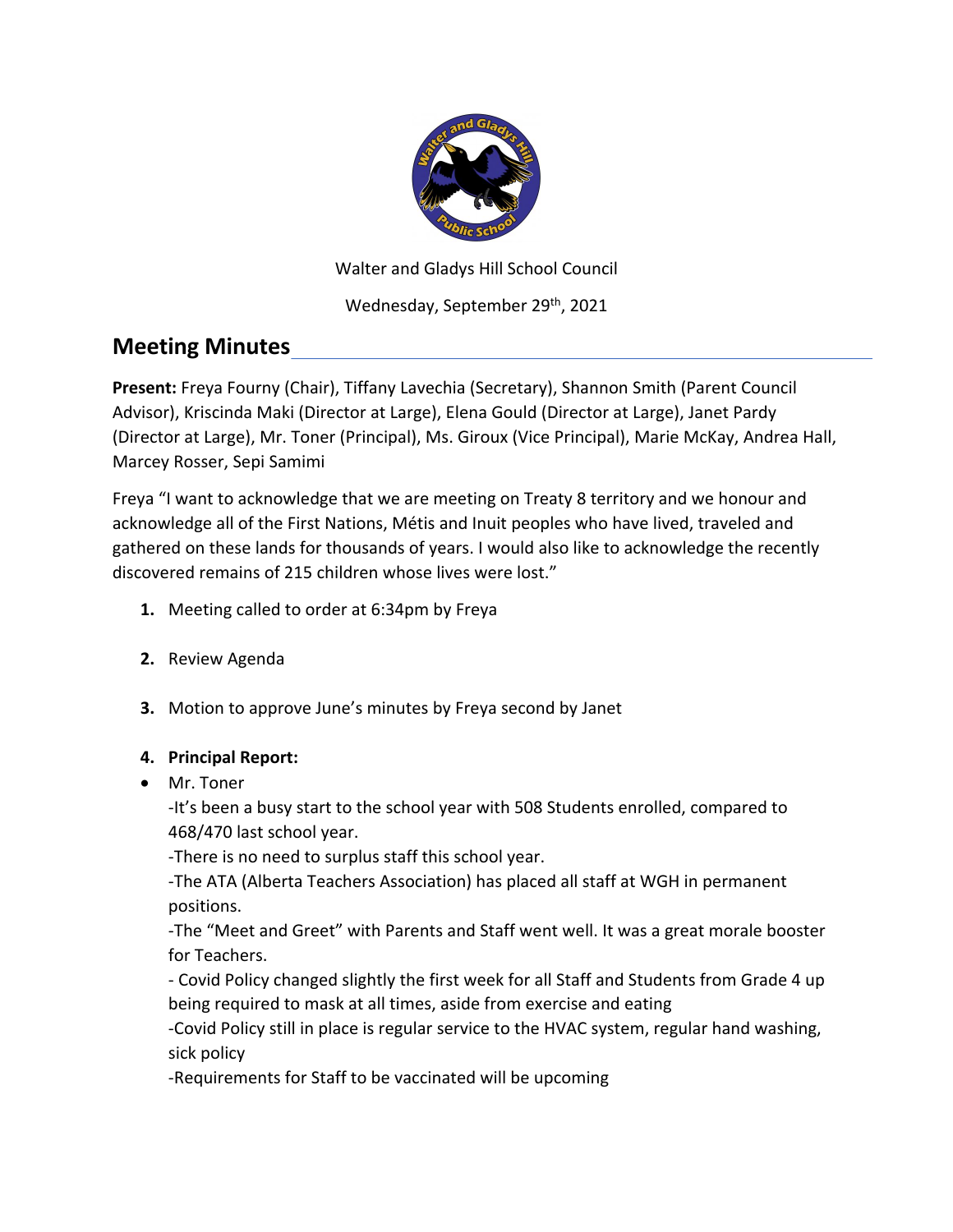Walter and Gladys Hill School Council

Wednesday, September 29th, 2021

## Meeting Minutes

**Present:** Freya Fourny (Chair), Tiffany Lavechia (Secretary), Shannon Smith (Parent Council Advisor), Kriscinda Maki (Director at Large), Elena Gould (Director at Large), Janet Pardy (Director at Large), Mr. Toner (Principal), Ms. Giroux (Vice Principal), Marie McKay, Andrea Hall, Marcey Rosser, Sepi Samimi

Freya "I want to acknowledge that we are meeting on Treaty 8 territory and we honour and acknowledge all of the First Nations, Métis and Inuit peoples who have lived, traveled and gathered on these lands for thousands of years. I would also like to acknowledge the recently discovered remains of 215 children whose lives were lost."

1. Meeting called to order at 6:34pm by Freya

2. Review Agenda

3. Motion to approve June's minutes by Freya second by Janet

4. **Principal Report:**

- Mr. Toner

  -It's been a busy start to the school year with 508 Students enrolled, compared to 468/470 last school year.

  -There is no need to surplus staff this school year.

  -The ATA (Alberta Teachers Association) has placed all staff at WGH in permanent positions.

  -The "Meet and Greet" with Parents and Staff went well. It was a great morale booster for Teachers.

  - Covid Policy changed slightly the first week for all Staff and Students from Grade 4 up being required to mask at all times, aside from exercise and eating

  -Covid Policy still in place is regular service to the HVAC system, regular hand washing, sick policy

  -Requirements for Staff to be vaccinated will be upcoming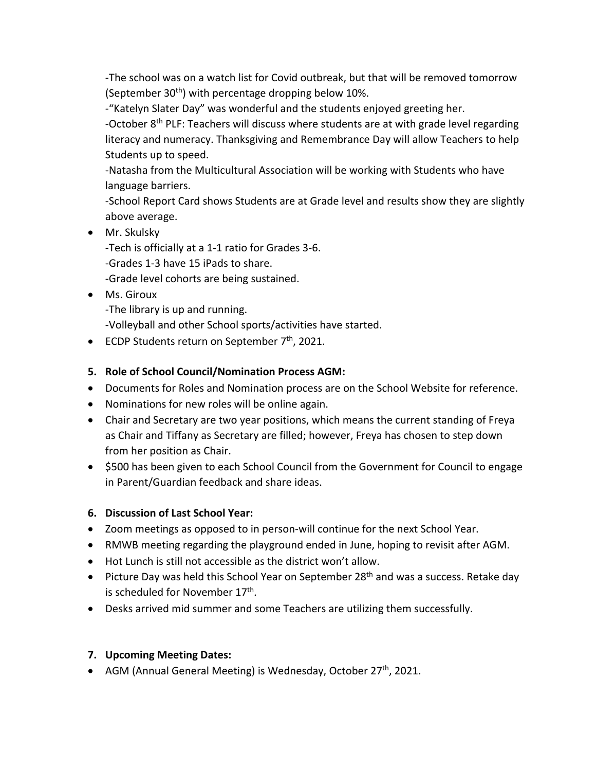-The school was on a watch list for Covid outbreak, but that will be removed tomorrow (September 30th) with percentage dropping below 10%.
-"Katelyn Slater Day" was wonderful and the students enjoyed greeting her.
-October 8th PLF: Teachers will discuss where students are at with grade level regarding literacy and numeracy. Thanksgiving and Remembrance Day will allow Teachers to help Students up to speed.
-Natasha from the Multicultural Association will be working with Students who have language barriers.
-School Report Card shows Students are at Grade level and results show they are slightly above average.

- Mr. Skulsky
  -Tech is officially at a 1-1 ratio for Grades 3-6.
  -Grades 1-3 have 15 iPads to share.
  -Grade level cohorts are being sustained.
- Ms. Giroux
  -The library is up and running.
  -Volleyball and other School sports/activities have started.
- ECDP Students return on September 7th, 2021.

**5. Role of School Council/Nomination Process AGM:**

- Documents for Roles and Nomination process are on the School Website for reference.
- Nominations for new roles will be online again.
- Chair and Secretary are two year positions, which means the current standing of Freya as Chair and Tiffany as Secretary are filled; however, Freya has chosen to step down from her position as Chair.
- $500 has been given to each School Council from the Government for Council to engage in Parent/Guardian feedback and share ideas.

**6. Discussion of Last School Year:**

- Zoom meetings as opposed to in person-will continue for the next School Year.
- RMWB meeting regarding the playground ended in June, hoping to revisit after AGM.
- Hot Lunch is still not accessible as the district won't allow.
- Picture Day was held this School Year on September 28th and was a success. Retake day is scheduled for November 17th.
- Desks arrived mid summer and some Teachers are utilizing them successfully.

**7. Upcoming Meeting Dates:**

- AGM (Annual General Meeting) is Wednesday, October 27th, 2021.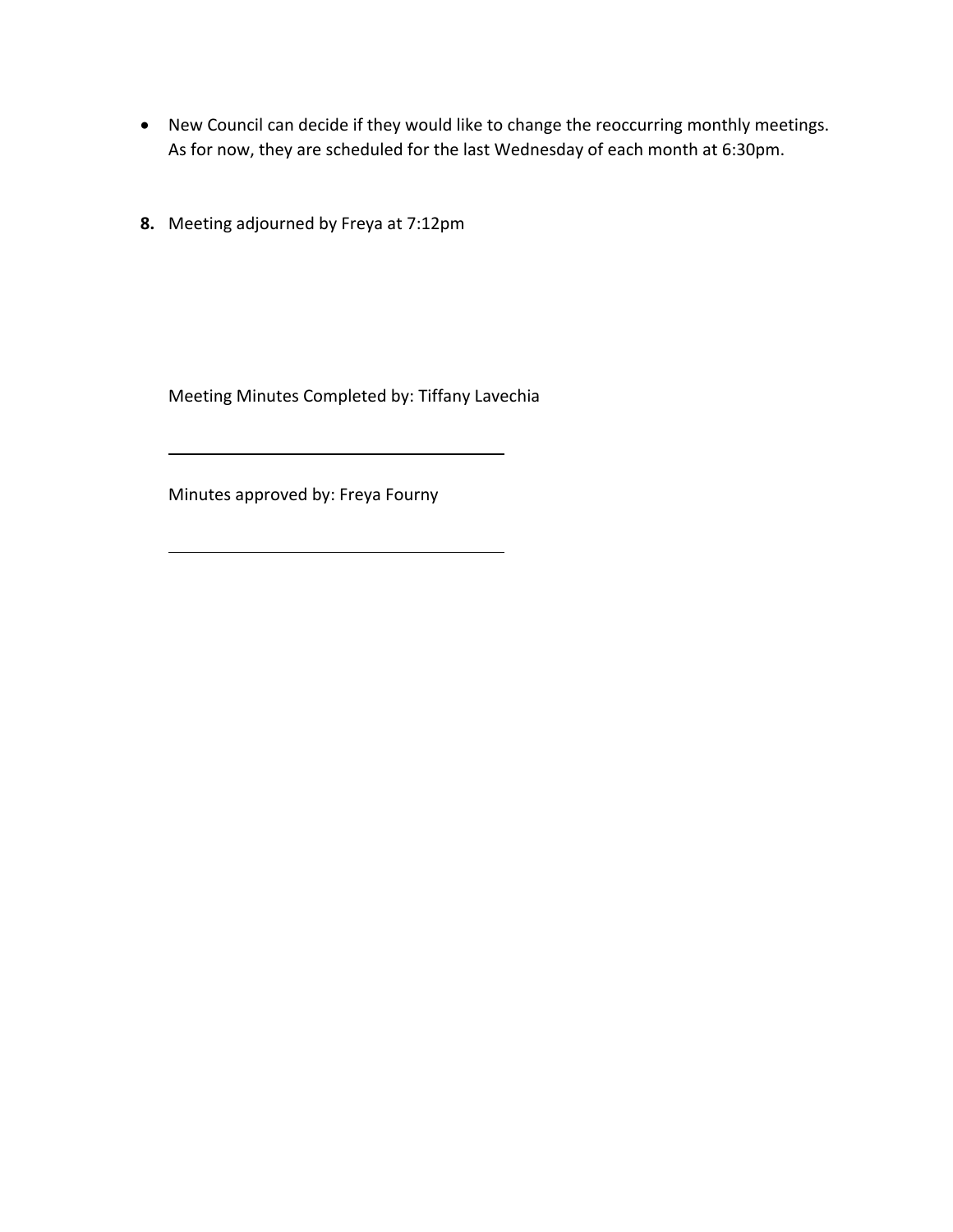- New Council can decide if they would like to change the reoccurring monthly meetings. As for now, they are scheduled for the last Wednesday of each month at 6:30pm.

**8.** Meeting adjourned by Freya at 7:12pm

Meeting Minutes Completed by: Tiffany Lavechia

\_\_\_\_\_\_\_\_\_\_\_\_\_\_\_\_\_\_\_\_\_\_\_\_\_\_\_\_\_\_\_\_\_\_\_\_\_\_

Minutes approved by: Freya Fourny

\_\_\_\_\_\_\_\_\_\_\_\_\_\_\_\_\_\_\_\_\_\_\_\_\_\_\_\_\_\_\_\_\_\_\_\_\_\_